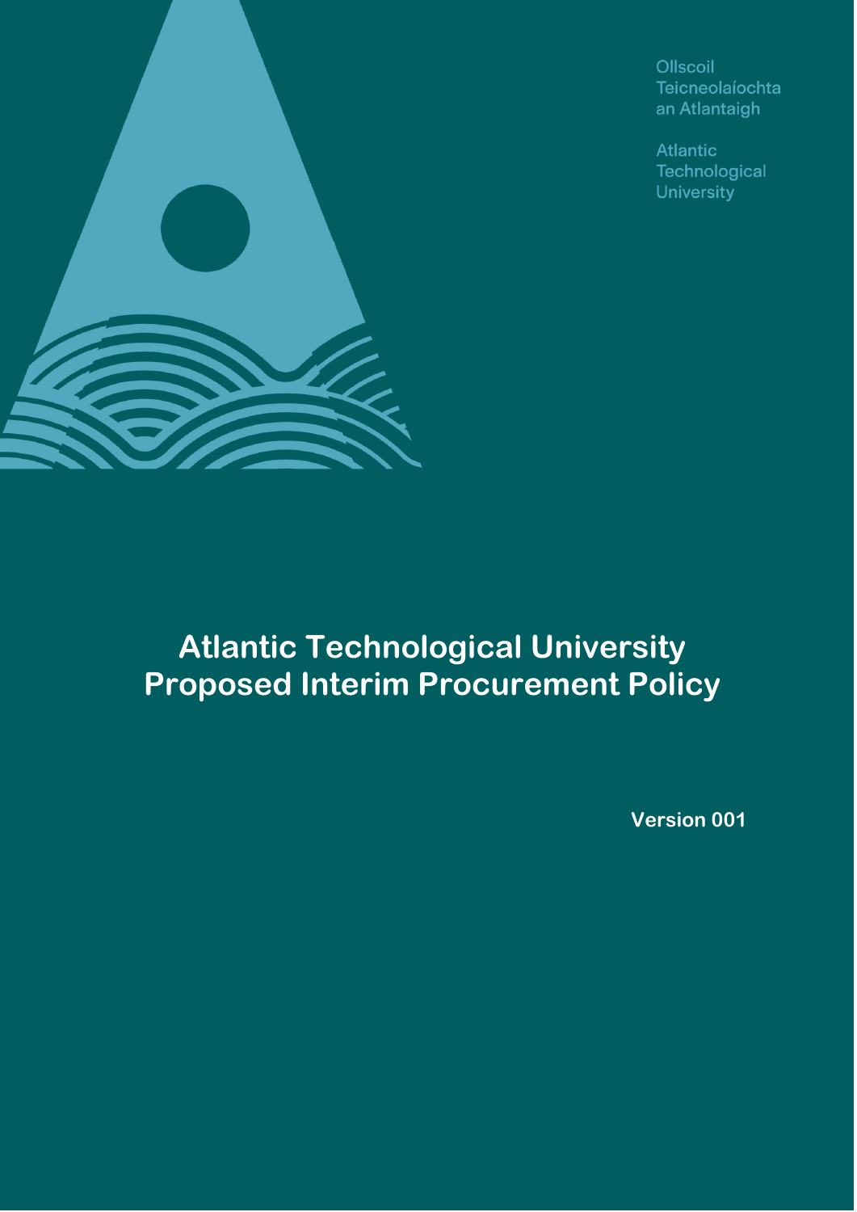Ollscoil
Teicneolaíochta
an Atlantaigh

Atlantic
Technological
University

# Atlantic Technological University Proposed Interim Procurement Policy

**Version 001**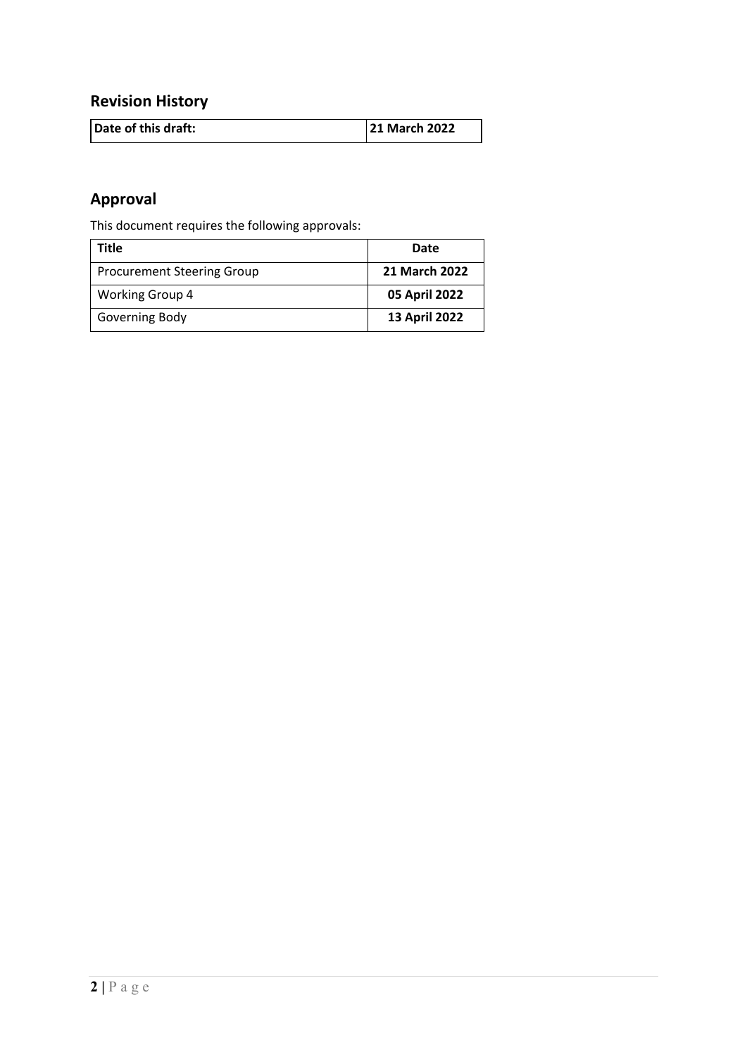## Revision History

| Date of this draft: | 21 March 2022 |
|---|---|

## Approval

This document requires the following approvals:

| Title | Date |
|---|---|
| Procurement Steering Group | **21 March 2022** |
| Working Group 4 | **05 April 2022** |
| Governing Body | **13 April 2022** |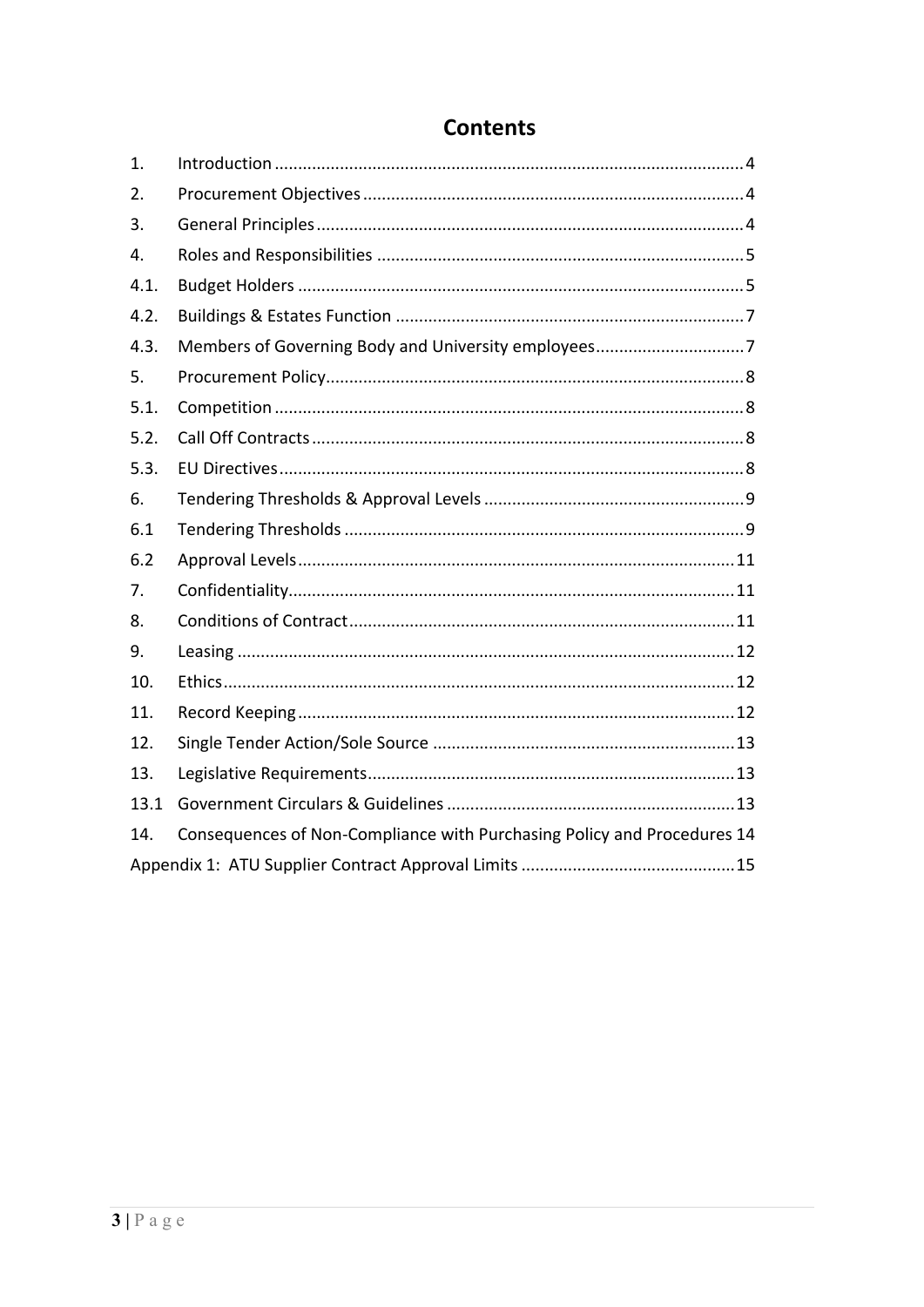# Contents

| | | |
|---|---|---|
| 1. | Introduction | 4 |
| 2. | Procurement Objectives | 4 |
| 3. | General Principles | 4 |
| 4. | Roles and Responsibilities | 5 |
| 4.1. | Budget Holders | 5 |
| 4.2. | Buildings & Estates Function | 7 |
| 4.3. | Members of Governing Body and University employees | 7 |
| 5. | Procurement Policy | 8 |
| 5.1. | Competition | 8 |
| 5.2. | Call Off Contracts | 8 |
| 5.3. | EU Directives | 8 |
| 6. | Tendering Thresholds & Approval Levels | 9 |
| 6.1 | Tendering Thresholds | 9 |
| 6.2 | Approval Levels | 11 |
| 7. | Confidentiality | 11 |
| 8. | Conditions of Contract | 11 |
| 9. | Leasing | 12 |
| 10. | Ethics | 12 |
| 11. | Record Keeping | 12 |
| 12. | Single Tender Action/Sole Source | 13 |
| 13. | Legislative Requirements | 13 |
| 13.1 | Government Circulars & Guidelines | 13 |
| 14. | Consequences of Non-Compliance with Purchasing Policy and Procedures | 14 |
| Appendix 1: | ATU Supplier Contract Approval Limits | 15 |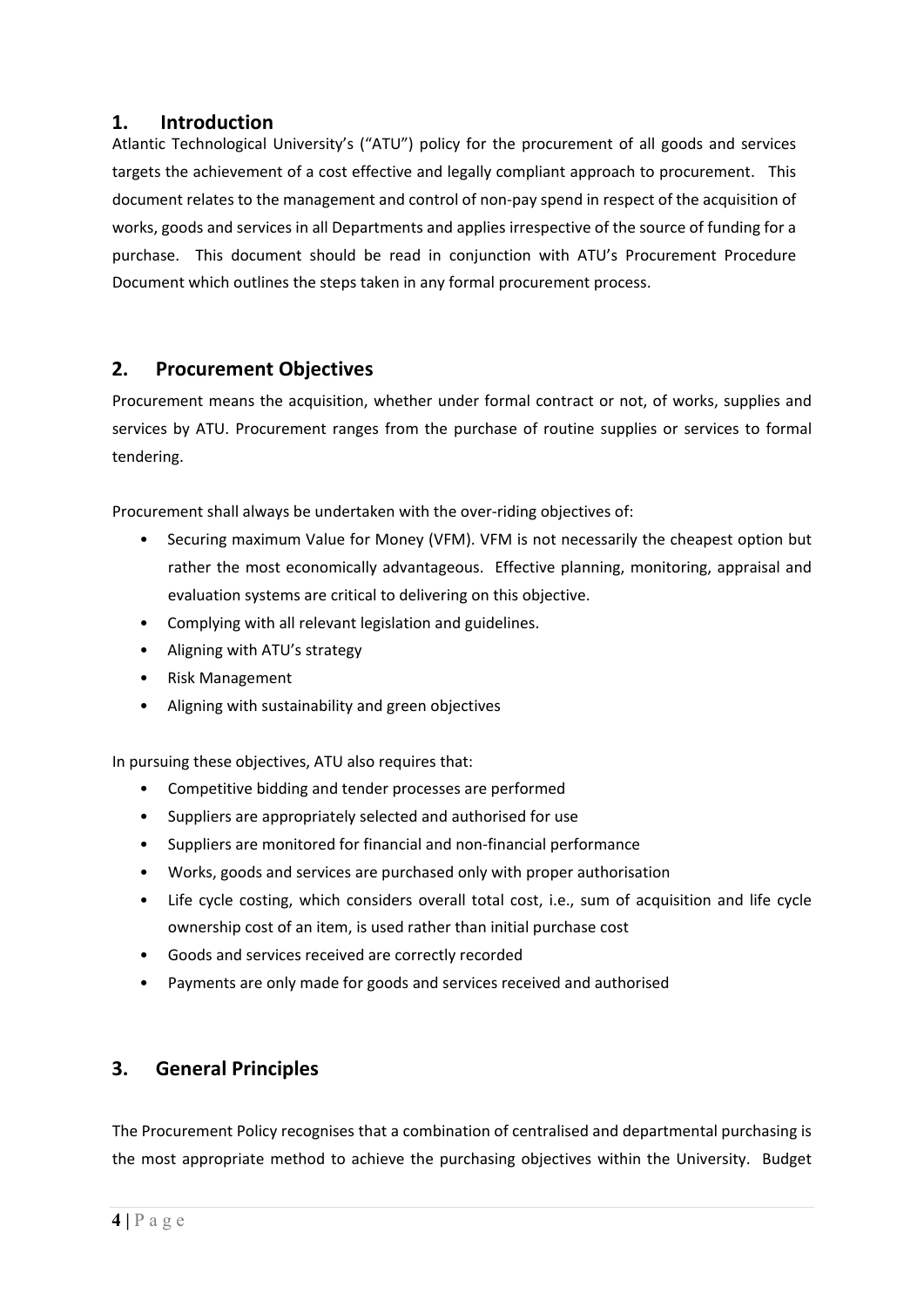## 1. Introduction

Atlantic Technological University's ("ATU") policy for the procurement of all goods and services targets the achievement of a cost effective and legally compliant approach to procurement. This document relates to the management and control of non-pay spend in respect of the acquisition of works, goods and services in all Departments and applies irrespective of the source of funding for a purchase. This document should be read in conjunction with ATU's Procurement Procedure Document which outlines the steps taken in any formal procurement process.

## 2. Procurement Objectives

Procurement means the acquisition, whether under formal contract or not, of works, supplies and services by ATU. Procurement ranges from the purchase of routine supplies or services to formal tendering.

Procurement shall always be undertaken with the over-riding objectives of:

- Securing maximum Value for Money (VFM). VFM is not necessarily the cheapest option but rather the most economically advantageous. Effective planning, monitoring, appraisal and evaluation systems are critical to delivering on this objective.
- Complying with all relevant legislation and guidelines.
- Aligning with ATU's strategy
- Risk Management
- Aligning with sustainability and green objectives

In pursuing these objectives, ATU also requires that:

- Competitive bidding and tender processes are performed
- Suppliers are appropriately selected and authorised for use
- Suppliers are monitored for financial and non-financial performance
- Works, goods and services are purchased only with proper authorisation
- Life cycle costing, which considers overall total cost, i.e., sum of acquisition and life cycle ownership cost of an item, is used rather than initial purchase cost
- Goods and services received are correctly recorded
- Payments are only made for goods and services received and authorised

## 3. General Principles

The Procurement Policy recognises that a combination of centralised and departmental purchasing is the most appropriate method to achieve the purchasing objectives within the University. Budget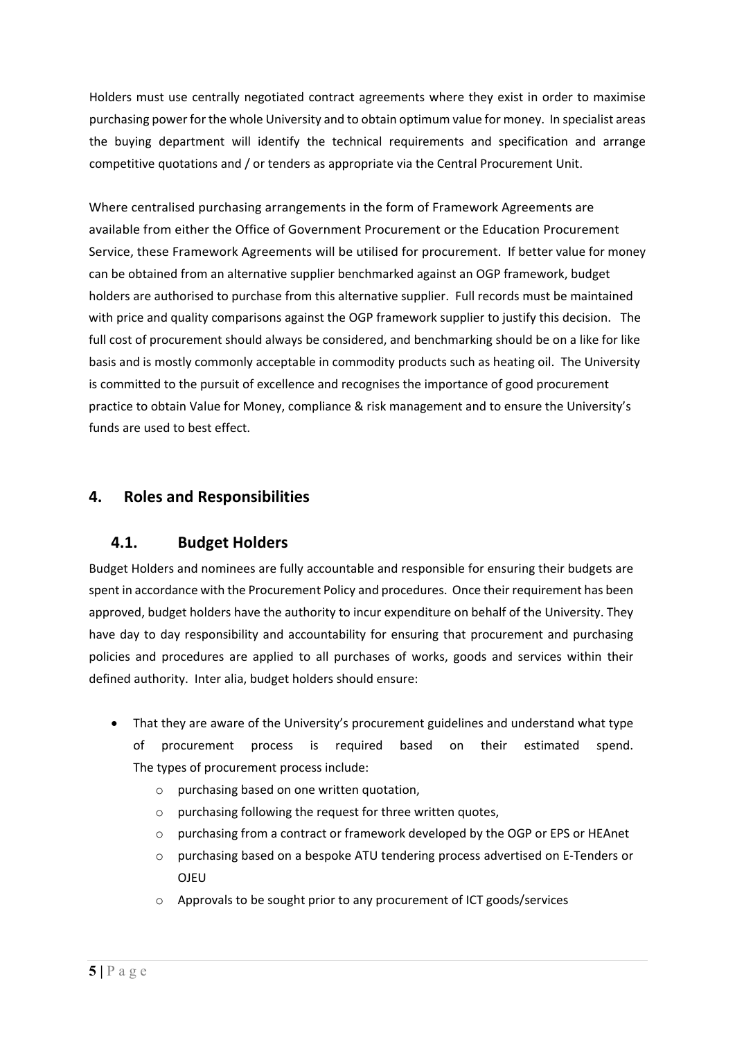Holders must use centrally negotiated contract agreements where they exist in order to maximise purchasing power for the whole University and to obtain optimum value for money. In specialist areas the buying department will identify the technical requirements and specification and arrange competitive quotations and / or tenders as appropriate via the Central Procurement Unit.

Where centralised purchasing arrangements in the form of Framework Agreements are available from either the Office of Government Procurement or the Education Procurement Service, these Framework Agreements will be utilised for procurement. If better value for money can be obtained from an alternative supplier benchmarked against an OGP framework, budget holders are authorised to purchase from this alternative supplier. Full records must be maintained with price and quality comparisons against the OGP framework supplier to justify this decision. The full cost of procurement should always be considered, and benchmarking should be on a like for like basis and is mostly commonly acceptable in commodity products such as heating oil. The University is committed to the pursuit of excellence and recognises the importance of good procurement practice to obtain Value for Money, compliance & risk management and to ensure the University's funds are used to best effect.

## 4. Roles and Responsibilities

### 4.1. Budget Holders

Budget Holders and nominees are fully accountable and responsible for ensuring their budgets are spent in accordance with the Procurement Policy and procedures. Once their requirement has been approved, budget holders have the authority to incur expenditure on behalf of the University. They have day to day responsibility and accountability for ensuring that procurement and purchasing policies and procedures are applied to all purchases of works, goods and services within their defined authority. Inter alia, budget holders should ensure:

- That they are aware of the University's procurement guidelines and understand what type of procurement process is required based on their estimated spend. The types of procurement process include:
  - purchasing based on one written quotation,
  - purchasing following the request for three written quotes,
  - purchasing from a contract or framework developed by the OGP or EPS or HEAnet
  - purchasing based on a bespoke ATU tendering process advertised on E-Tenders or OJEU
  - Approvals to be sought prior to any procurement of ICT goods/services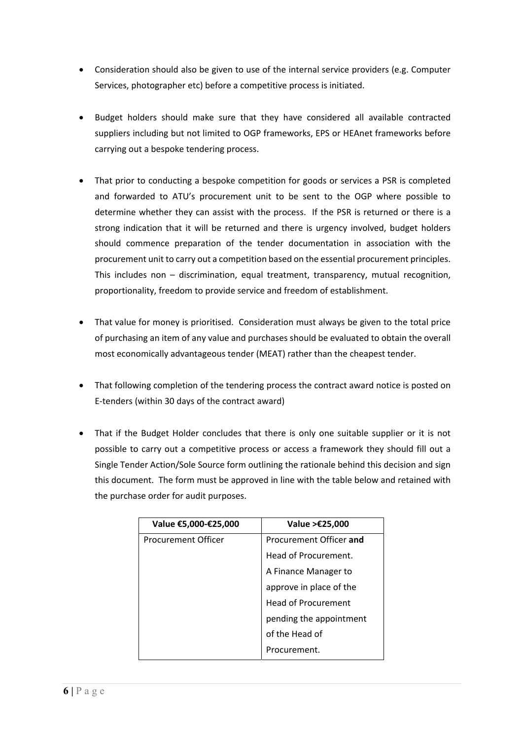- Consideration should also be given to use of the internal service providers (e.g. Computer Services, photographer etc) before a competitive process is initiated.

- Budget holders should make sure that they have considered all available contracted suppliers including but not limited to OGP frameworks, EPS or HEAnet frameworks before carrying out a bespoke tendering process.

- That prior to conducting a bespoke competition for goods or services a PSR is completed and forwarded to ATU's procurement unit to be sent to the OGP where possible to determine whether they can assist with the process. If the PSR is returned or there is a strong indication that it will be returned and there is urgency involved, budget holders should commence preparation of the tender documentation in association with the procurement unit to carry out a competition based on the essential procurement principles. This includes non – discrimination, equal treatment, transparency, mutual recognition, proportionality, freedom to provide service and freedom of establishment.

- That value for money is prioritised. Consideration must always be given to the total price of purchasing an item of any value and purchases should be evaluated to obtain the overall most economically advantageous tender (MEAT) rather than the cheapest tender.

- That following completion of the tendering process the contract award notice is posted on E-tenders (within 30 days of the contract award)

- That if the Budget Holder concludes that there is only one suitable supplier or it is not possible to carry out a competitive process or access a framework they should fill out a Single Tender Action/Sole Source form outlining the rationale behind this decision and sign this document. The form must be approved in line with the table below and retained with the purchase order for audit purposes.

| Value €5,000-€25,000 | Value >€25,000 |
| --- | --- |
| Procurement Officer | Procurement Officer **and** Head of Procurement. A Finance Manager to approve in place of the Head of Procurement pending the appointment of the Head of Procurement. |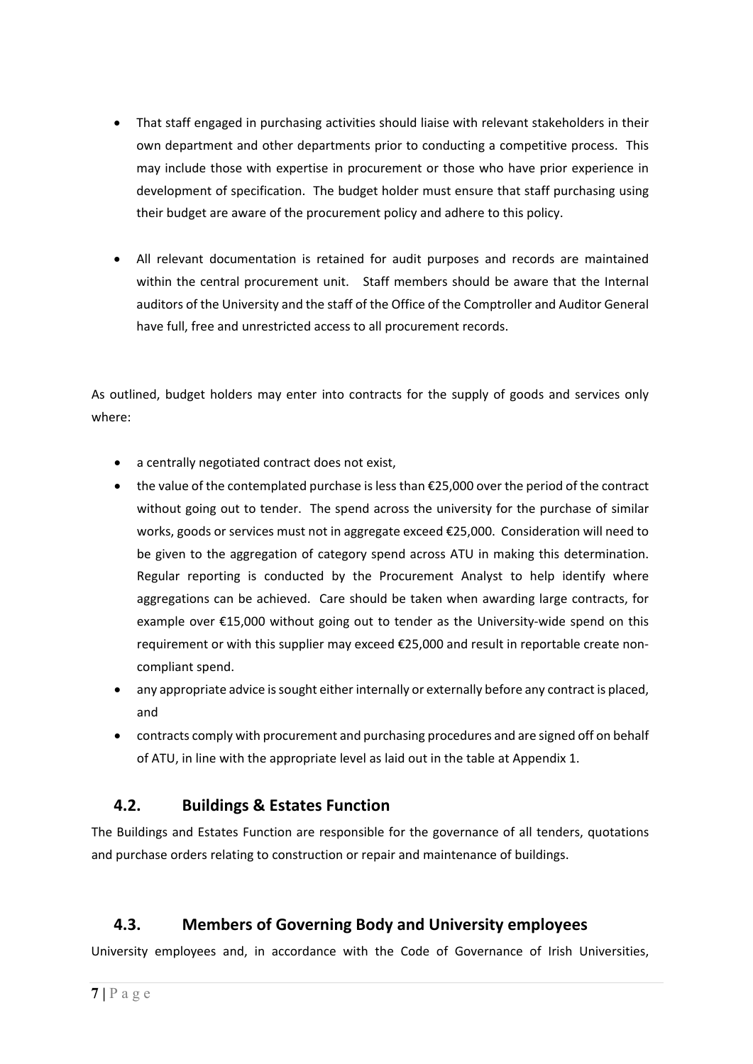- That staff engaged in purchasing activities should liaise with relevant stakeholders in their own department and other departments prior to conducting a competitive process. This may include those with expertise in procurement or those who have prior experience in development of specification. The budget holder must ensure that staff purchasing using their budget are aware of the procurement policy and adhere to this policy.

- All relevant documentation is retained for audit purposes and records are maintained within the central procurement unit. Staff members should be aware that the Internal auditors of the University and the staff of the Office of the Comptroller and Auditor General have full, free and unrestricted access to all procurement records.

As outlined, budget holders may enter into contracts for the supply of goods and services only where:

- a centrally negotiated contract does not exist,
- the value of the contemplated purchase is less than €25,000 over the period of the contract without going out to tender. The spend across the university for the purchase of similar works, goods or services must not in aggregate exceed €25,000. Consideration will need to be given to the aggregation of category spend across ATU in making this determination. Regular reporting is conducted by the Procurement Analyst to help identify where aggregations can be achieved. Care should be taken when awarding large contracts, for example over €15,000 without going out to tender as the University-wide spend on this requirement or with this supplier may exceed €25,000 and result in reportable create non-compliant spend.
- any appropriate advice is sought either internally or externally before any contract is placed, and
- contracts comply with procurement and purchasing procedures and are signed off on behalf of ATU, in line with the appropriate level as laid out in the table at Appendix 1.

## 4.2. Buildings & Estates Function

The Buildings and Estates Function are responsible for the governance of all tenders, quotations and purchase orders relating to construction or repair and maintenance of buildings.

## 4.3. Members of Governing Body and University employees

University employees and, in accordance with the Code of Governance of Irish Universities,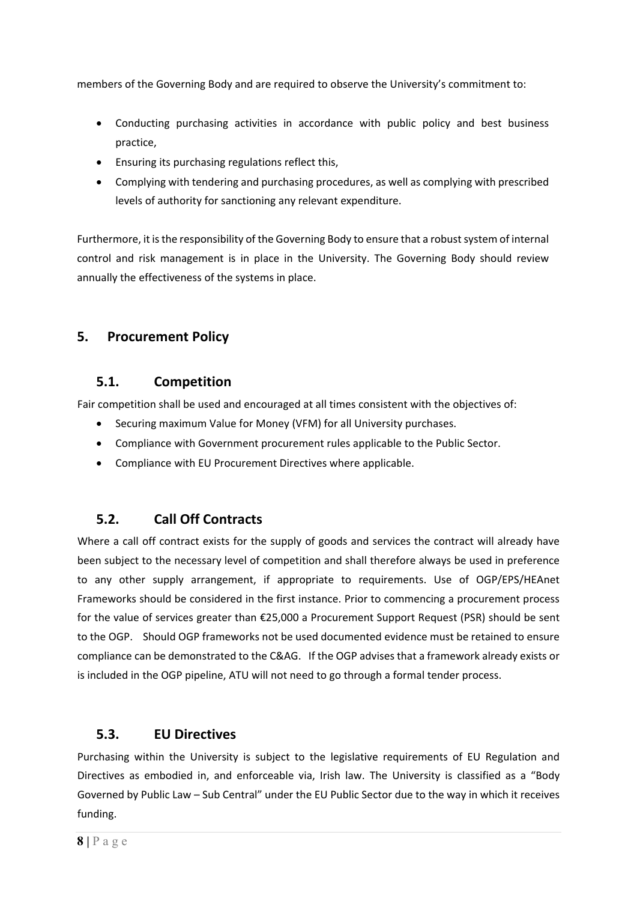members of the Governing Body and are required to observe the University's commitment to:

- Conducting purchasing activities in accordance with public policy and best business practice,
- Ensuring its purchasing regulations reflect this,
- Complying with tendering and purchasing procedures, as well as complying with prescribed levels of authority for sanctioning any relevant expenditure.

Furthermore, it is the responsibility of the Governing Body to ensure that a robust system of internal control and risk management is in place in the University. The Governing Body should review annually the effectiveness of the systems in place.

## 5. Procurement Policy

### 5.1. Competition

Fair competition shall be used and encouraged at all times consistent with the objectives of:

- Securing maximum Value for Money (VFM) for all University purchases.
- Compliance with Government procurement rules applicable to the Public Sector.
- Compliance with EU Procurement Directives where applicable.

### 5.2. Call Off Contracts

Where a call off contract exists for the supply of goods and services the contract will already have been subject to the necessary level of competition and shall therefore always be used in preference to any other supply arrangement, if appropriate to requirements. Use of OGP/EPS/HEAnet Frameworks should be considered in the first instance. Prior to commencing a procurement process for the value of services greater than €25,000 a Procurement Support Request (PSR) should be sent to the OGP. Should OGP frameworks not be used documented evidence must be retained to ensure compliance can be demonstrated to the C&AG. If the OGP advises that a framework already exists or is included in the OGP pipeline, ATU will not need to go through a formal tender process.

### 5.3. EU Directives

Purchasing within the University is subject to the legislative requirements of EU Regulation and Directives as embodied in, and enforceable via, Irish law. The University is classified as a "Body Governed by Public Law – Sub Central" under the EU Public Sector due to the way in which it receives funding.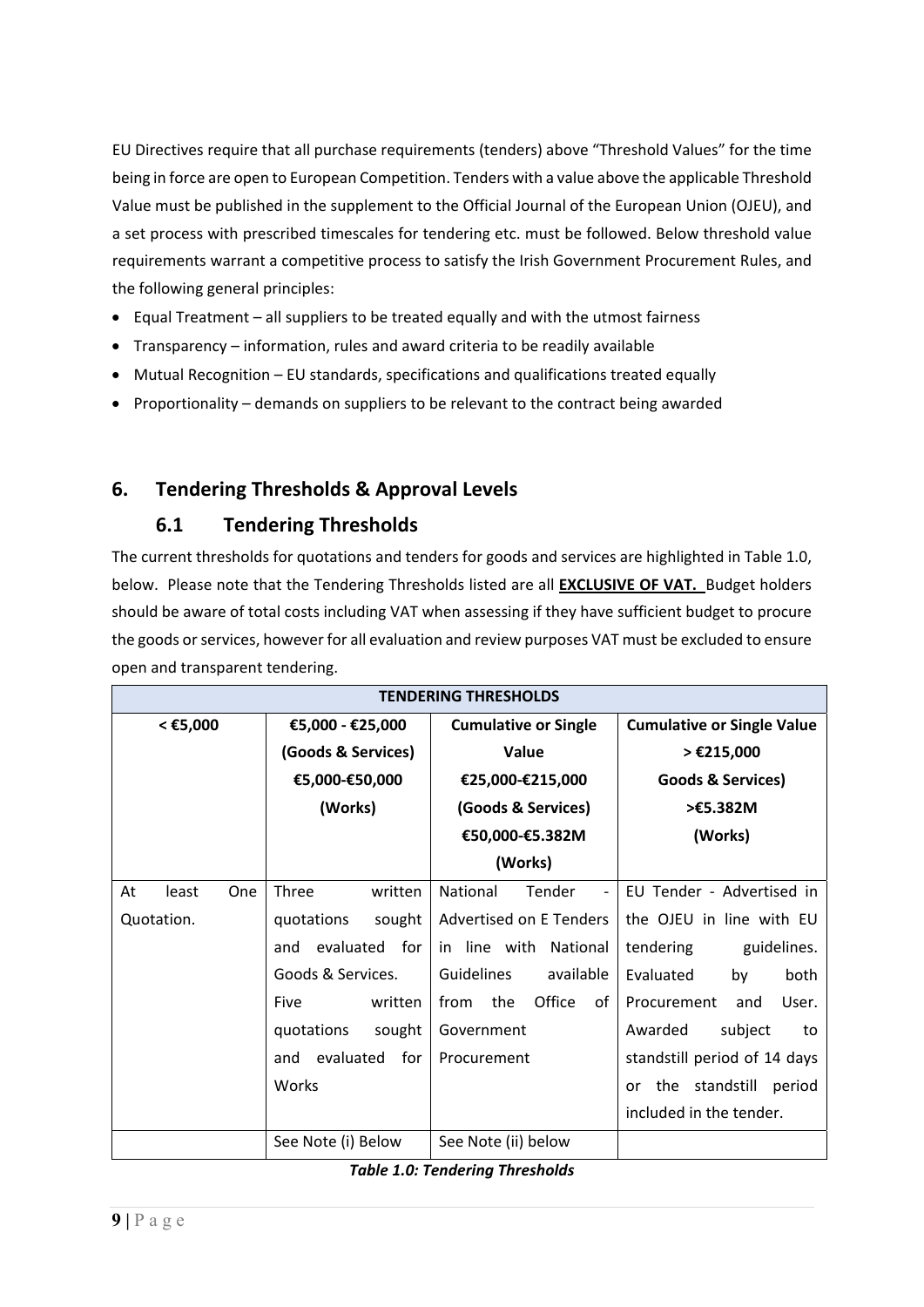EU Directives require that all purchase requirements (tenders) above "Threshold Values" for the time being in force are open to European Competition. Tenders with a value above the applicable Threshold Value must be published in the supplement to the Official Journal of the European Union (OJEU), and a set process with prescribed timescales for tendering etc. must be followed. Below threshold value requirements warrant a competitive process to satisfy the Irish Government Procurement Rules, and the following general principles:

- Equal Treatment – all suppliers to be treated equally and with the utmost fairness
- Transparency – information, rules and award criteria to be readily available
- Mutual Recognition – EU standards, specifications and qualifications treated equally
- Proportionality – demands on suppliers to be relevant to the contract being awarded

## 6. Tendering Thresholds & Approval Levels

### 6.1 Tendering Thresholds

The current thresholds for quotations and tenders for goods and services are highlighted in Table 1.0, below. Please note that the Tendering Thresholds listed are all **EXCLUSIVE OF VAT.** Budget holders should be aware of total costs including VAT when assessing if they have sufficient budget to procure the goods or services, however for all evaluation and review purposes VAT must be excluded to ensure open and transparent tendering.

| **TENDERING THRESHOLDS** | | | |
|---|---|---|---|
| **< €5,000** | **€5,000 - €25,000 (Goods & Services) €5,000-€50,000 (Works)** | **Cumulative or Single Value €25,000-€215,000 (Goods & Services) €50,000-€5.382M (Works)** | **Cumulative or Single Value > €215,000 Goods & Services) >€5.382M (Works)** |
| At least One Quotation. | Three written quotations sought and evaluated for Goods & Services. Five written quotations sought and evaluated for Works | National Tender - Advertised on E Tenders in line with National Guidelines available from the Office of Government Procurement | EU Tender - Advertised in the OJEU in line with EU tendering guidelines. Evaluated by both Procurement and User. Awarded subject to standstill period of 14 days or the standstill period included in the tender. |
| | See Note (i) Below | See Note (ii) below | |

***Table 1.0: Tendering Thresholds***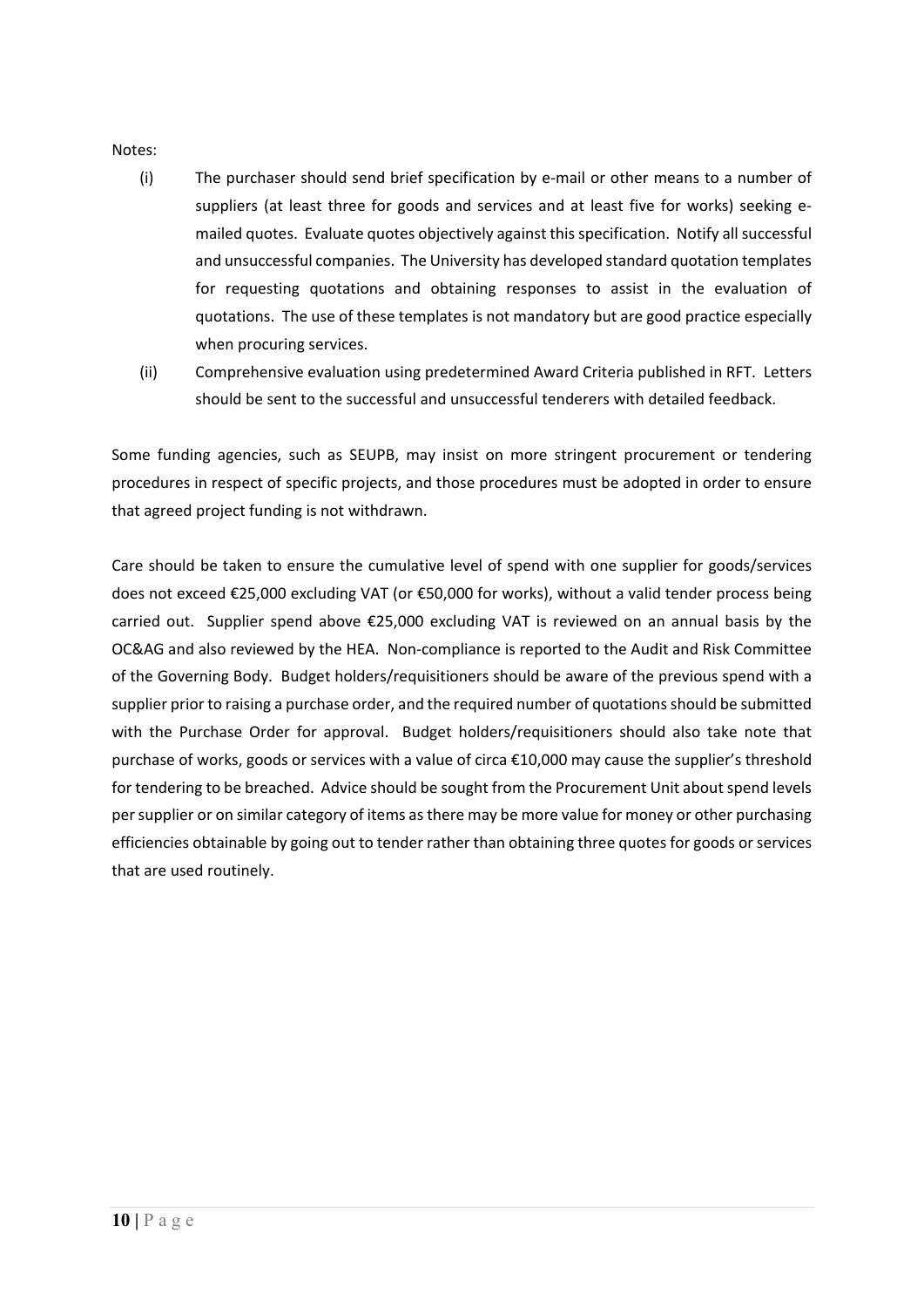Notes:

(i) The purchaser should send brief specification by e-mail or other means to a number of suppliers (at least three for goods and services and at least five for works) seeking e-mailed quotes. Evaluate quotes objectively against this specification. Notify all successful and unsuccessful companies. The University has developed standard quotation templates for requesting quotations and obtaining responses to assist in the evaluation of quotations. The use of these templates is not mandatory but are good practice especially when procuring services.

(ii) Comprehensive evaluation using predetermined Award Criteria published in RFT. Letters should be sent to the successful and unsuccessful tenderers with detailed feedback.

Some funding agencies, such as SEUPB, may insist on more stringent procurement or tendering procedures in respect of specific projects, and those procedures must be adopted in order to ensure that agreed project funding is not withdrawn.

Care should be taken to ensure the cumulative level of spend with one supplier for goods/services does not exceed €25,000 excluding VAT (or €50,000 for works), without a valid tender process being carried out. Supplier spend above €25,000 excluding VAT is reviewed on an annual basis by the OC&AG and also reviewed by the HEA. Non-compliance is reported to the Audit and Risk Committee of the Governing Body. Budget holders/requisitioners should be aware of the previous spend with a supplier prior to raising a purchase order, and the required number of quotations should be submitted with the Purchase Order for approval. Budget holders/requisitioners should also take note that purchase of works, goods or services with a value of circa €10,000 may cause the supplier's threshold for tendering to be breached. Advice should be sought from the Procurement Unit about spend levels per supplier or on similar category of items as there may be more value for money or other purchasing efficiencies obtainable by going out to tender rather than obtaining three quotes for goods or services that are used routinely.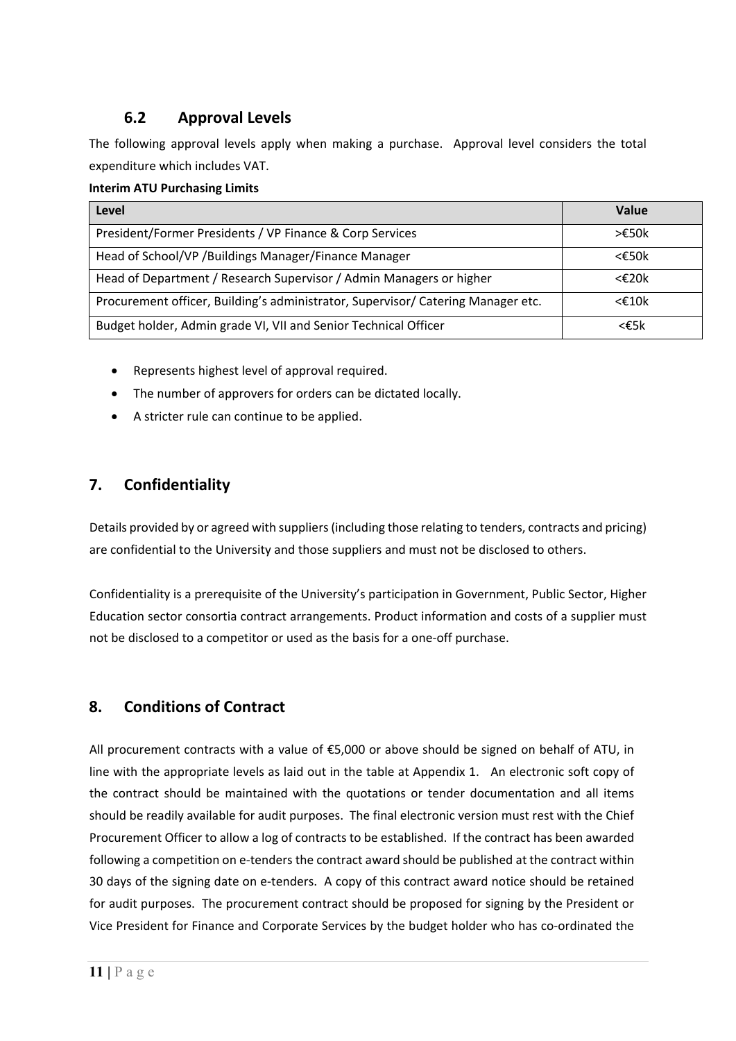### 6.2 Approval Levels

The following approval levels apply when making a purchase. Approval level considers the total expenditure which includes VAT.

**Interim ATU Purchasing Limits**

| Level | Value |
|---|---|
| President/Former Presidents / VP Finance & Corp Services | >€50k |
| Head of School/VP /Buildings Manager/Finance Manager | <€50k |
| Head of Department / Research Supervisor / Admin Managers or higher | <€20k |
| Procurement officer, Building's administrator, Supervisor/ Catering Manager etc. | <€10k |
| Budget holder, Admin grade VI, VII and Senior Technical Officer | <€5k |

- Represents highest level of approval required.
- The number of approvers for orders can be dictated locally.
- A stricter rule can continue to be applied.

## 7. Confidentiality

Details provided by or agreed with suppliers (including those relating to tenders, contracts and pricing) are confidential to the University and those suppliers and must not be disclosed to others.

Confidentiality is a prerequisite of the University's participation in Government, Public Sector, Higher Education sector consortia contract arrangements. Product information and costs of a supplier must not be disclosed to a competitor or used as the basis for a one-off purchase.

## 8. Conditions of Contract

All procurement contracts with a value of €5,000 or above should be signed on behalf of ATU, in line with the appropriate levels as laid out in the table at Appendix 1. An electronic soft copy of the contract should be maintained with the quotations or tender documentation and all items should be readily available for audit purposes. The final electronic version must rest with the Chief Procurement Officer to allow a log of contracts to be established. If the contract has been awarded following a competition on e-tenders the contract award should be published at the contract within 30 days of the signing date on e-tenders. A copy of this contract award notice should be retained for audit purposes. The procurement contract should be proposed for signing by the President or Vice President for Finance and Corporate Services by the budget holder who has co-ordinated the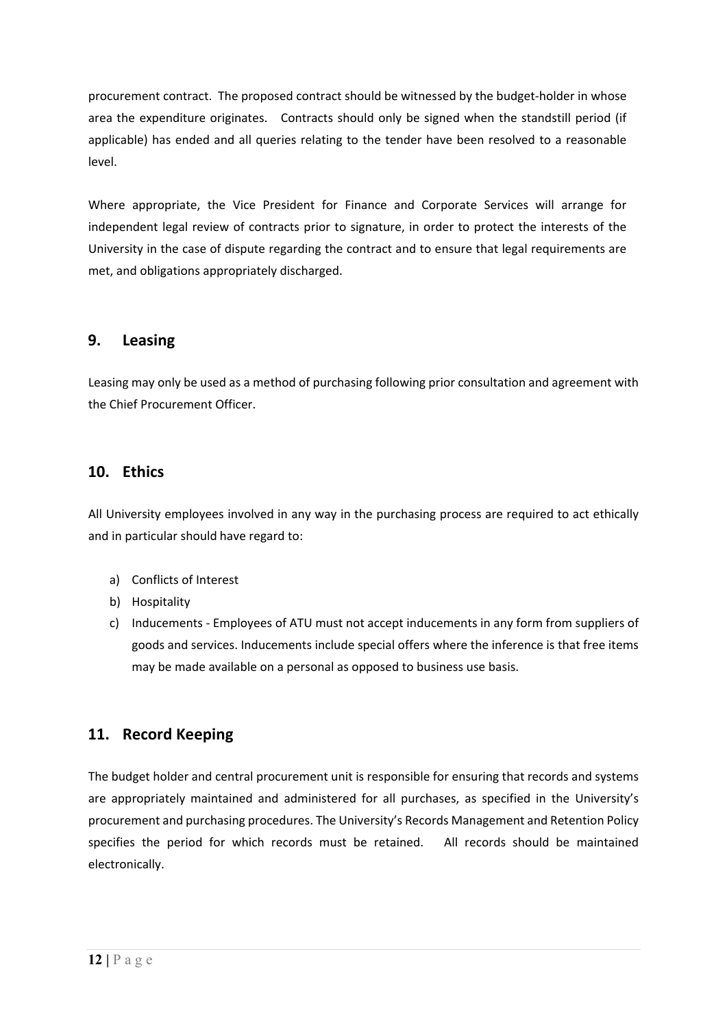procurement contract. The proposed contract should be witnessed by the budget-holder in whose area the expenditure originates. Contracts should only be signed when the standstill period (if applicable) has ended and all queries relating to the tender have been resolved to a reasonable level.

Where appropriate, the Vice President for Finance and Corporate Services will arrange for independent legal review of contracts prior to signature, in order to protect the interests of the University in the case of dispute regarding the contract and to ensure that legal requirements are met, and obligations appropriately discharged.

## 9. Leasing

Leasing may only be used as a method of purchasing following prior consultation and agreement with the Chief Procurement Officer.

## 10. Ethics

All University employees involved in any way in the purchasing process are required to act ethically and in particular should have regard to:

a) Conflicts of Interest
b) Hospitality
c) Inducements - Employees of ATU must not accept inducements in any form from suppliers of goods and services. Inducements include special offers where the inference is that free items may be made available on a personal as opposed to business use basis.

## 11. Record Keeping

The budget holder and central procurement unit is responsible for ensuring that records and systems are appropriately maintained and administered for all purchases, as specified in the University's procurement and purchasing procedures. The University's Records Management and Retention Policy specifies the period for which records must be retained. All records should be maintained electronically.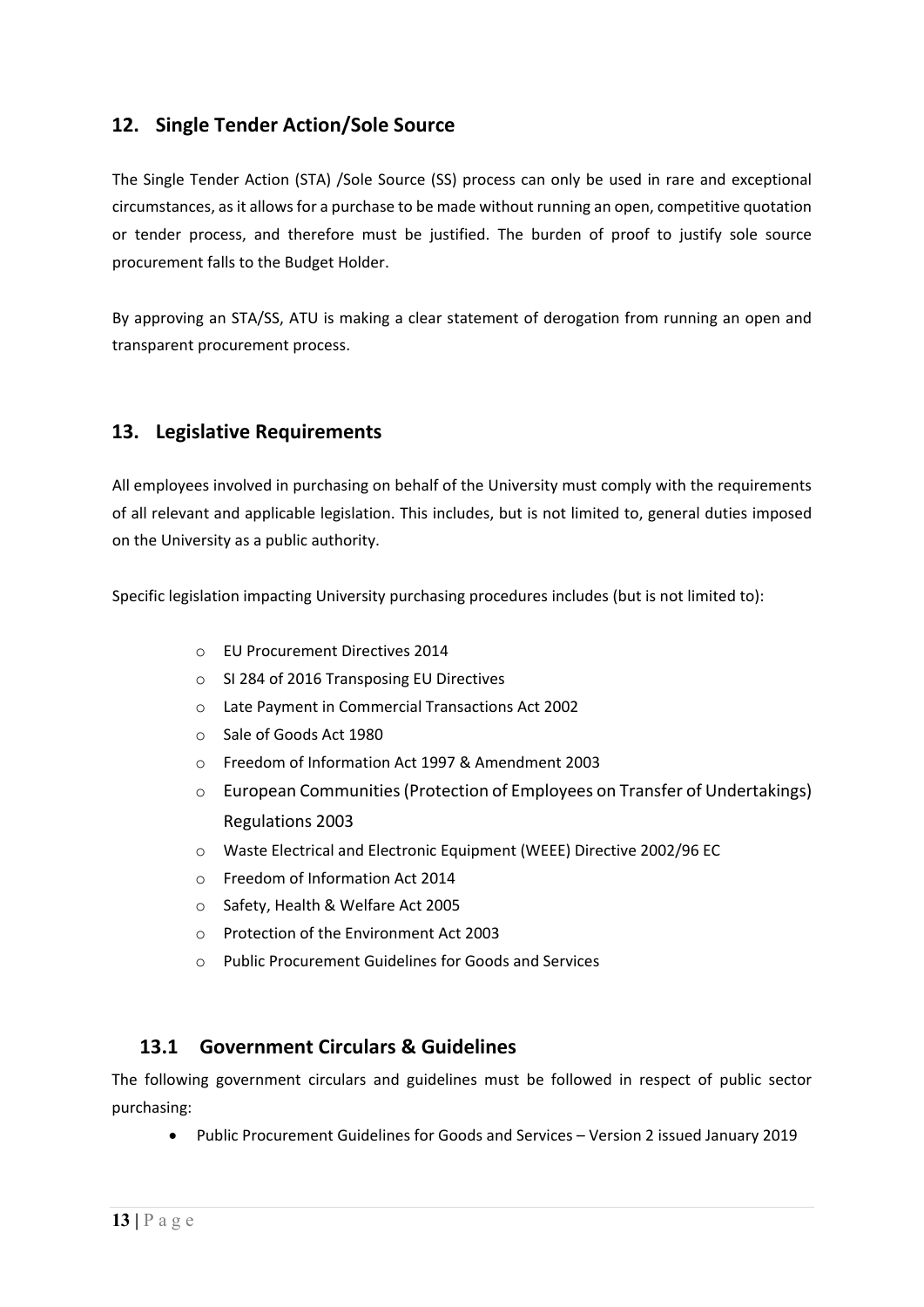## 12. Single Tender Action/Sole Source

The Single Tender Action (STA) /Sole Source (SS) process can only be used in rare and exceptional circumstances, as it allows for a purchase to be made without running an open, competitive quotation or tender process, and therefore must be justified. The burden of proof to justify sole source procurement falls to the Budget Holder.

By approving an STA/SS, ATU is making a clear statement of derogation from running an open and transparent procurement process.

## 13. Legislative Requirements

All employees involved in purchasing on behalf of the University must comply with the requirements of all relevant and applicable legislation. This includes, but is not limited to, general duties imposed on the University as a public authority.

Specific legislation impacting University purchasing procedures includes (but is not limited to):

- EU Procurement Directives 2014
- SI 284 of 2016 Transposing EU Directives
- Late Payment in Commercial Transactions Act 2002
- Sale of Goods Act 1980
- Freedom of Information Act 1997 & Amendment 2003
- European Communities (Protection of Employees on Transfer of Undertakings) Regulations 2003
- Waste Electrical and Electronic Equipment (WEEE) Directive 2002/96 EC
- Freedom of Information Act 2014
- Safety, Health & Welfare Act 2005
- Protection of the Environment Act 2003
- Public Procurement Guidelines for Goods and Services

### 13.1 Government Circulars & Guidelines

The following government circulars and guidelines must be followed in respect of public sector purchasing:

- Public Procurement Guidelines for Goods and Services – Version 2 issued January 2019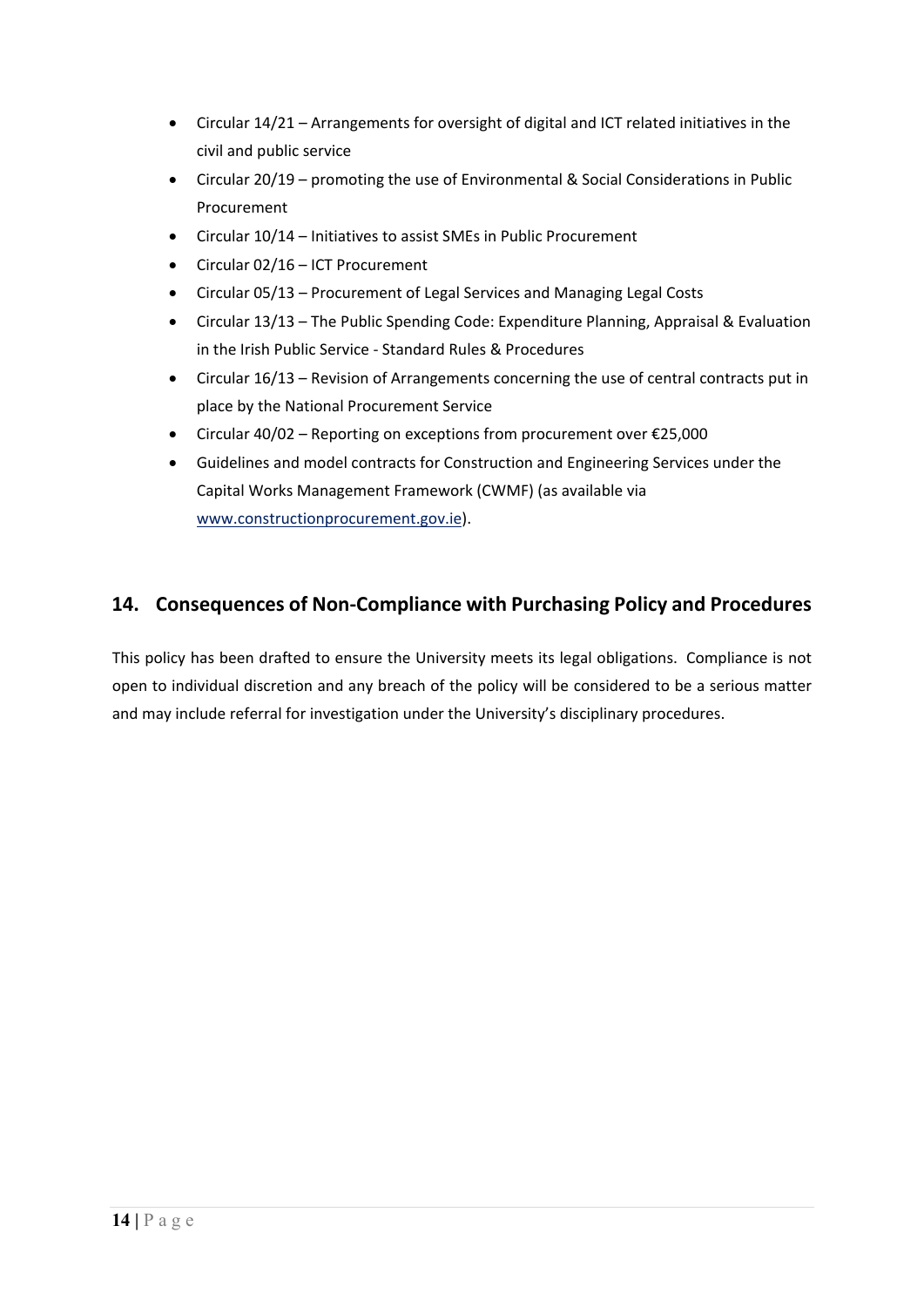- Circular 14/21 – Arrangements for oversight of digital and ICT related initiatives in the civil and public service
- Circular 20/19 – promoting the use of Environmental & Social Considerations in Public Procurement
- Circular 10/14 – Initiatives to assist SMEs in Public Procurement
- Circular 02/16 – ICT Procurement
- Circular 05/13 – Procurement of Legal Services and Managing Legal Costs
- Circular 13/13 – The Public Spending Code: Expenditure Planning, Appraisal & Evaluation in the Irish Public Service - Standard Rules & Procedures
- Circular 16/13 – Revision of Arrangements concerning the use of central contracts put in place by the National Procurement Service
- Circular 40/02 – Reporting on exceptions from procurement over €25,000
- Guidelines and model contracts for Construction and Engineering Services under the Capital Works Management Framework (CWMF) (as available via www.constructionprocurement.gov.ie).

## 14. Consequences of Non-Compliance with Purchasing Policy and Procedures

This policy has been drafted to ensure the University meets its legal obligations. Compliance is not open to individual discretion and any breach of the policy will be considered to be a serious matter and may include referral for investigation under the University's disciplinary procedures.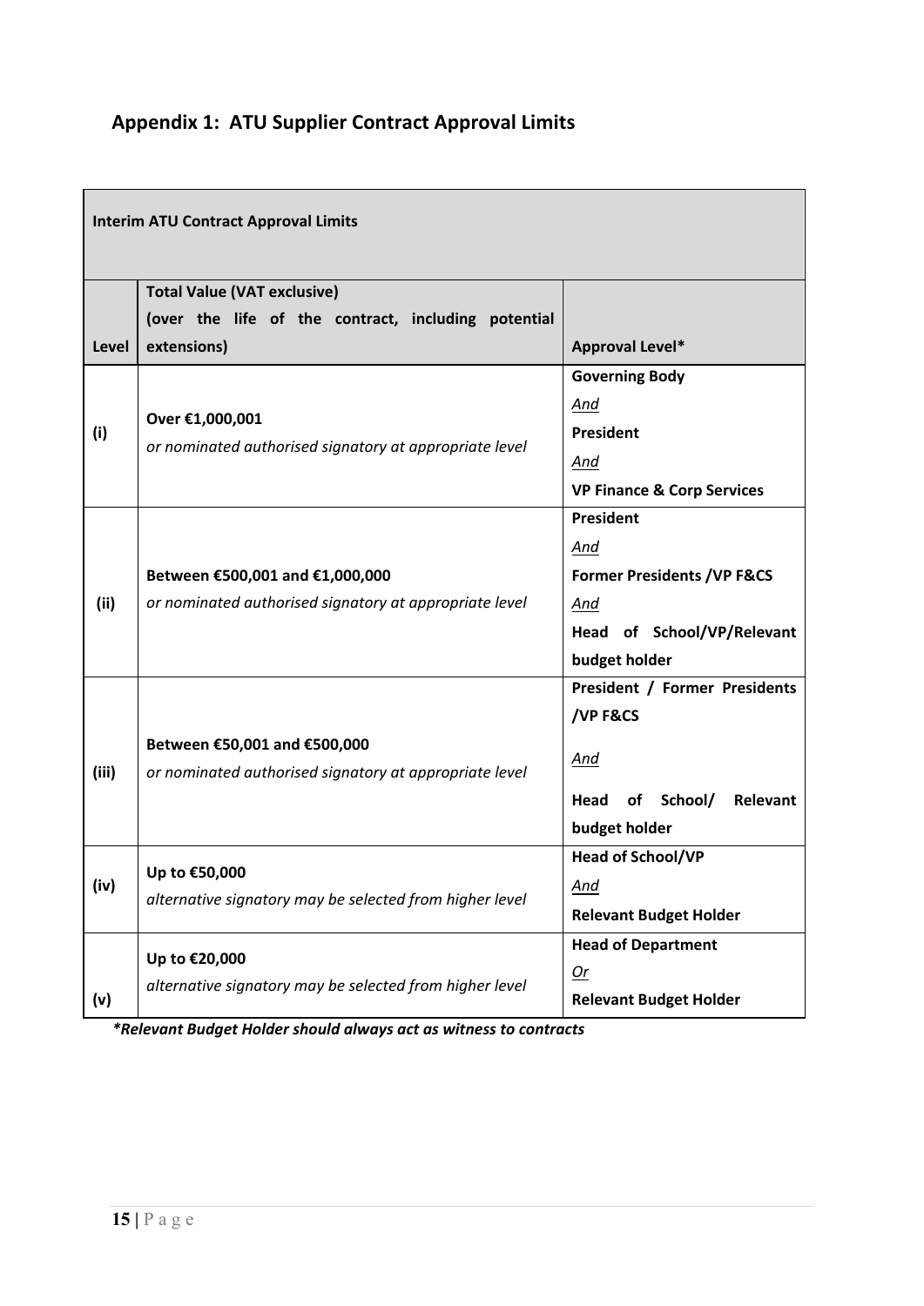## Appendix 1: ATU Supplier Contract Approval Limits

| Interim ATU Contract Approval Limits | | |
|---|---|---|
| **Level** | **Total Value (VAT exclusive)** **(over the life of the contract, including potential extensions)** | **Approval Level*** |
| **(i)** | **Over €1,000,001** *or nominated authorised signatory at appropriate level* | **Governing Body** *And* **President** *And* **VP Finance & Corp Services** |
| **(ii)** | **Between €500,001 and €1,000,000** *or nominated authorised signatory at appropriate level* | **President** *And* **Former Presidents /VP F&CS** *And* **Head of School/VP/Relevant budget holder** |
| **(iii)** | **Between €50,001 and €500,000** *or nominated authorised signatory at appropriate level* | **President / Former Presidents /VP F&CS** *And* **Head of School/ Relevant budget holder** |
| **(iv)** | **Up to €50,000** *alternative signatory may be selected from higher level* | **Head of School/VP** *And* **Relevant Budget Holder** |
| **(v)** | **Up to €20,000** *alternative signatory may be selected from higher level* | **Head of Department** *Or* **Relevant Budget Holder** |

***Relevant Budget Holder should always act as witness to contracts***